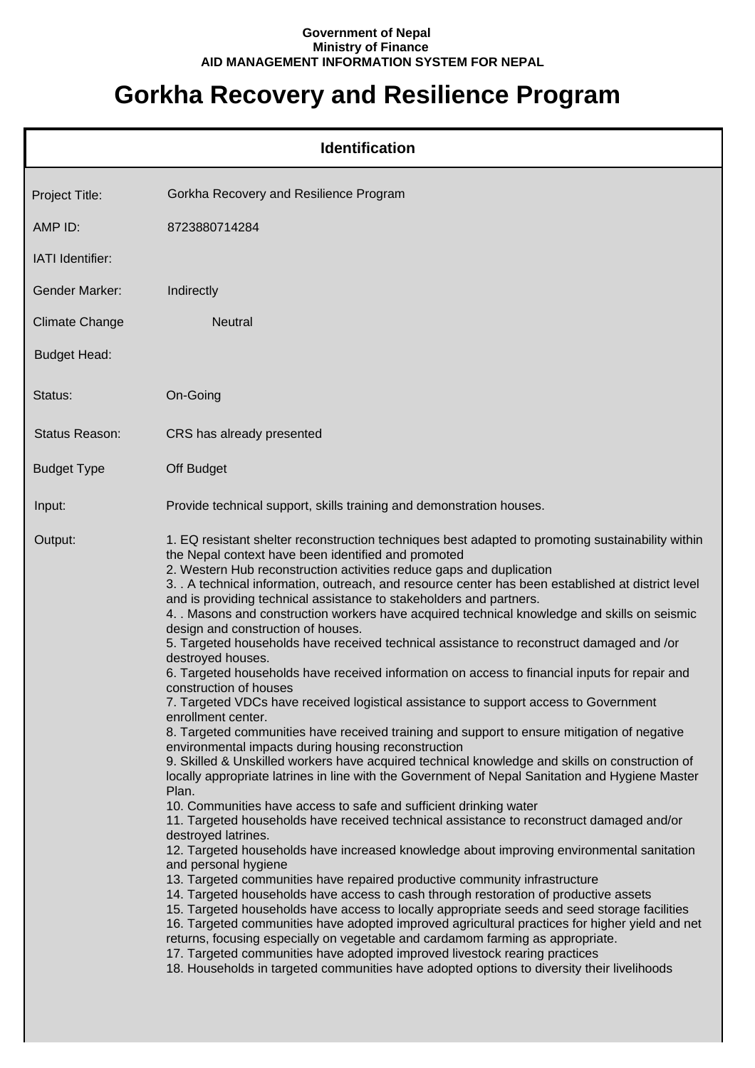**Government of Nepal**
**Ministry of Finance**
**AID MANAGEMENT INFORMATION SYSTEM FOR NEPAL**

# Gorkha Recovery and Resilience Program

## Identification

| | |
|---|---|
| Project Title: | Gorkha Recovery and Resilience Program |
| AMP ID: | 8723880714284 |
| IATI Identifier: | |
| Gender Marker: | Indirectly |
| Climate Change | Neutral |
| Budget Head: | |
| Status: | On-Going |
| Status Reason: | CRS has already presented |
| Budget Type | Off Budget |
| Input: | Provide technical support, skills training and demonstration houses. |
| Output: | 1. EQ resistant shelter reconstruction techniques best adapted to promoting sustainability within the Nepal context have been identified and promoted<br>2. Western Hub reconstruction activities reduce gaps and duplication<br>3. . A technical information, outreach, and resource center has been established at district level and is providing technical assistance to stakeholders and partners.<br>4. . Masons and construction workers have acquired technical knowledge and skills on seismic design and construction of houses.<br>5. Targeted households have received technical assistance to reconstruct damaged and /or destroyed houses.<br>6. Targeted households have received information on access to financial inputs for repair and construction of houses<br>7. Targeted VDCs have received logistical assistance to support access to Government enrollment center.<br>8. Targeted communities have received training and support to ensure mitigation of negative environmental impacts during housing reconstruction<br>9. Skilled & Unskilled workers have acquired technical knowledge and skills on construction of locally appropriate latrines in line with the Government of Nepal Sanitation and Hygiene Master Plan.<br>10. Communities have access to safe and sufficient drinking water<br>11. Targeted households have received technical assistance to reconstruct damaged and/or destroyed latrines.<br>12. Targeted households have increased knowledge about improving environmental sanitation and personal hygiene<br>13. Targeted communities have repaired productive community infrastructure<br>14. Targeted households have access to cash through restoration of productive assets<br>15. Targeted households have access to locally appropriate seeds and seed storage facilities<br>16. Targeted communities have adopted improved agricultural practices for higher yield and net returns, focusing especially on vegetable and cardamom farming as appropriate.<br>17. Targeted communities have adopted improved livestock rearing practices<br>18. Households in targeted communities have adopted options to diversity their livelihoods |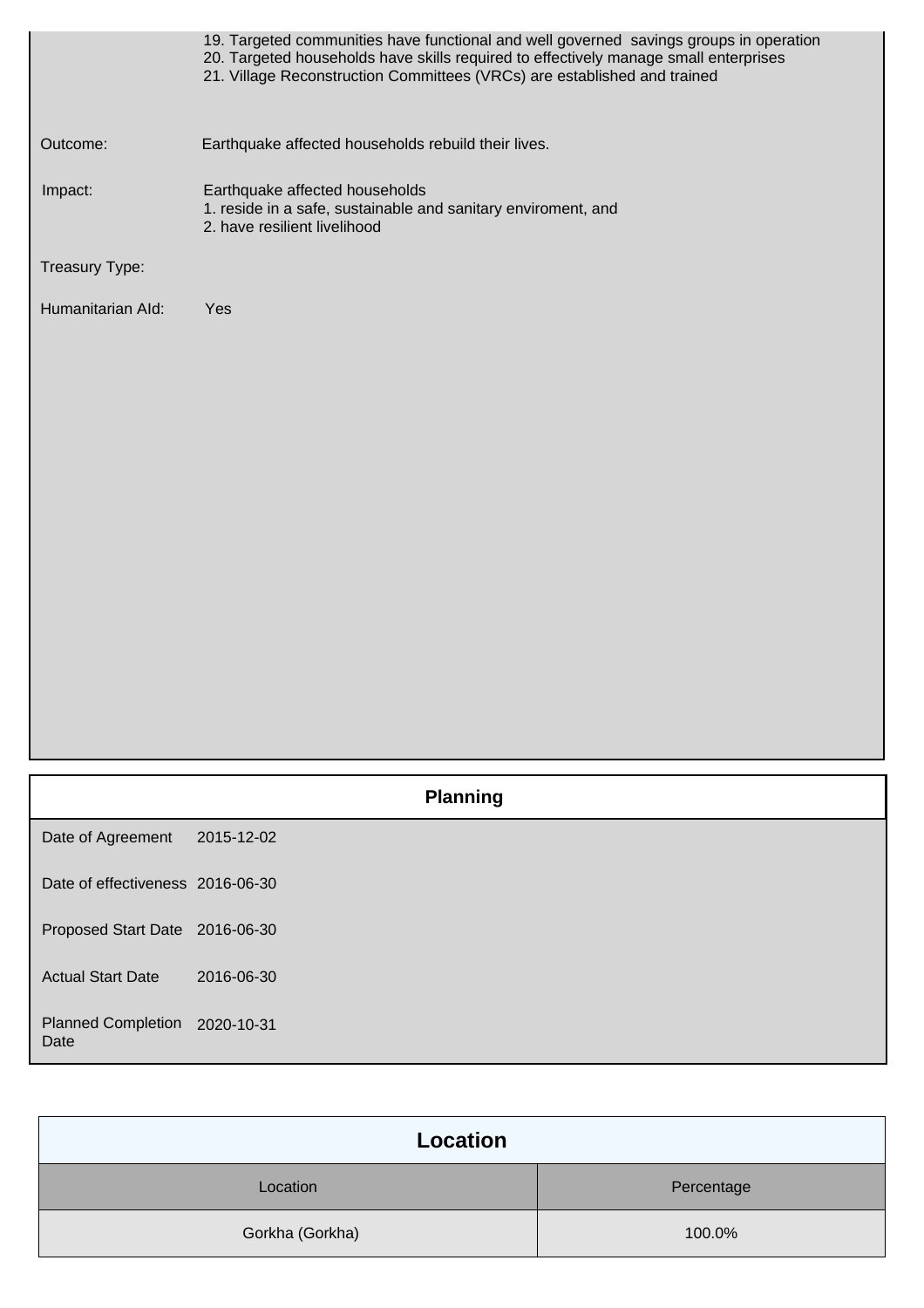19. Targeted communities have functional and well governed savings groups in operation
20. Targeted households have skills required to effectively manage small enterprises
21. Village Reconstruction Committees (VRCs) are established and trained

| | |
|---|---|
| Outcome: | Earthquake affected households rebuild their lives. |
| Impact: | Earthquake affected households<br>1. reside in a safe, sustainable and sanitary enviroment, and<br>2. have resilient livelihood |
| Treasury Type: | |
| Humanitarian AId: | Yes |

## Planning

| | |
|---|---|
| Date of Agreement | 2015-12-02 |
| Date of effectiveness | 2016-06-30 |
| Proposed Start Date | 2016-06-30 |
| Actual Start Date | 2016-06-30 |
| Planned Completion Date | 2020-10-31 |

## Location

| Location | Percentage |
|---|---|
| Gorkha (Gorkha) | 100.0% |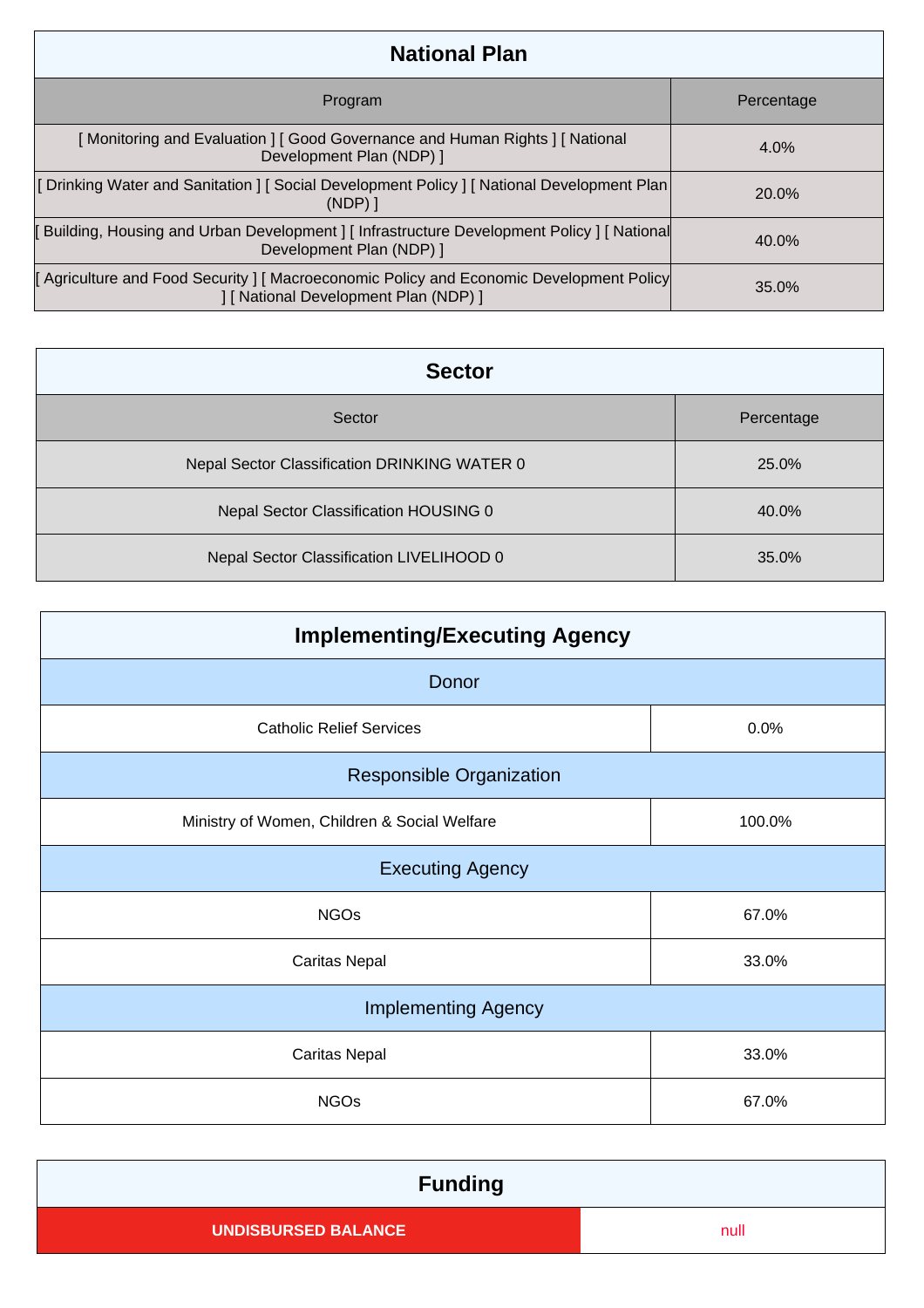## National Plan

| Program | Percentage |
|---|---|
| [ Monitoring and Evaluation ] [ Good Governance and Human Rights ] [ National Development Plan (NDP) ] | 4.0% |
| [ Drinking Water and Sanitation ] [ Social Development Policy ] [ National Development Plan (NDP) ] | 20.0% |
| [ Building, Housing and Urban Development ] [ Infrastructure Development Policy ] [ National Development Plan (NDP) ] | 40.0% |
| [ Agriculture and Food Security ] [ Macroeconomic Policy and Economic Development Policy ] [ National Development Plan (NDP) ] | 35.0% |

## Sector

| Sector | Percentage |
|---|---|
| Nepal Sector Classification DRINKING WATER 0 | 25.0% |
| Nepal Sector Classification HOUSING 0 | 40.0% |
| Nepal Sector Classification LIVELIHOOD 0 | 35.0% |

## Implementing/Executing Agency

| Donor | |
|---|---|
| Catholic Relief Services | 0.0% |
| **Responsible Organization** | |
| Ministry of Women, Children & Social Welfare | 100.0% |
| **Executing Agency** | |
| NGOs | 67.0% |
| Caritas Nepal | 33.0% |
| **Implementing Agency** | |
| Caritas Nepal | 33.0% |
| NGOs | 67.0% |

## Funding

| UNDISBURSED BALANCE | null |
|---|---|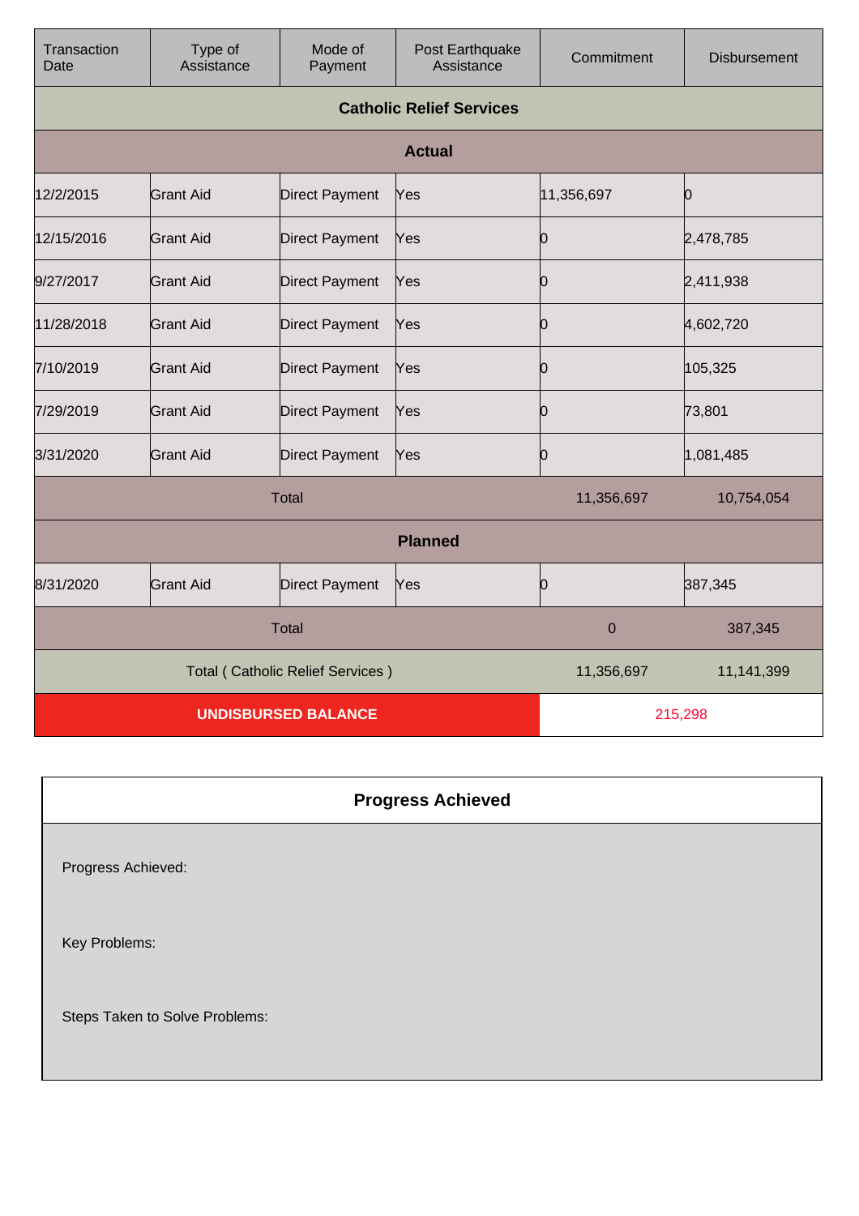| Transaction Date | Type of Assistance | Mode of Payment | Post Earthquake Assistance | Commitment | Disbursement |
|---|---|---|---|---|---|
| **Catholic Relief Services** | | | | | |
| **Actual** | | | | | |
| 12/2/2015 | Grant Aid | Direct Payment | Yes | 11,356,697 | 0 |
| 12/15/2016 | Grant Aid | Direct Payment | Yes | 0 | 2,478,785 |
| 9/27/2017 | Grant Aid | Direct Payment | Yes | 0 | 2,411,938 |
| 11/28/2018 | Grant Aid | Direct Payment | Yes | 0 | 4,602,720 |
| 7/10/2019 | Grant Aid | Direct Payment | Yes | 0 | 105,325 |
| 7/29/2019 | Grant Aid | Direct Payment | Yes | 0 | 73,801 |
| 3/31/2020 | Grant Aid | Direct Payment | Yes | 0 | 1,081,485 |
| Total | | | | 11,356,697 | 10,754,054 |
| **Planned** | | | | | |
| 8/31/2020 | Grant Aid | Direct Payment | Yes | 0 | 387,345 |
| Total | | | | 0 | 387,345 |
| Total ( Catholic Relief Services ) | | | | 11,356,697 | 11,141,399 |
| **UNDISBURSED BALANCE** | | | | 215,298 | |

| **Progress Achieved** |
|---|
| Progress Achieved: |
| Key Problems: |
| Steps Taken to Solve Problems: |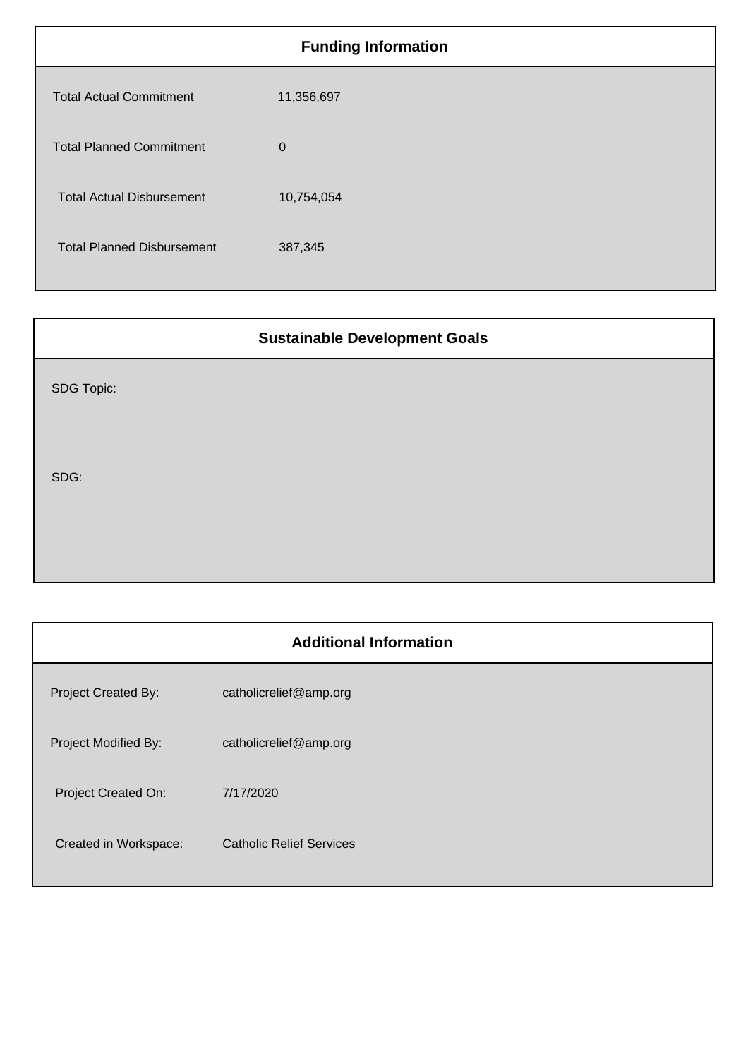## Funding Information

| | |
|---|---|
| Total Actual Commitment | 11,356,697 |
| Total Planned Commitment | 0 |
| Total Actual Disbursement | 10,754,054 |
| Total Planned Disbursement | 387,345 |

## Sustainable Development Goals

SDG Topic:

SDG:

## Additional Information

| | |
|---|---|
| Project Created By: | catholicrelief@amp.org |
| Project Modified By: | catholicrelief@amp.org |
| Project Created On: | 7/17/2020 |
| Created in Workspace: | Catholic Relief Services |